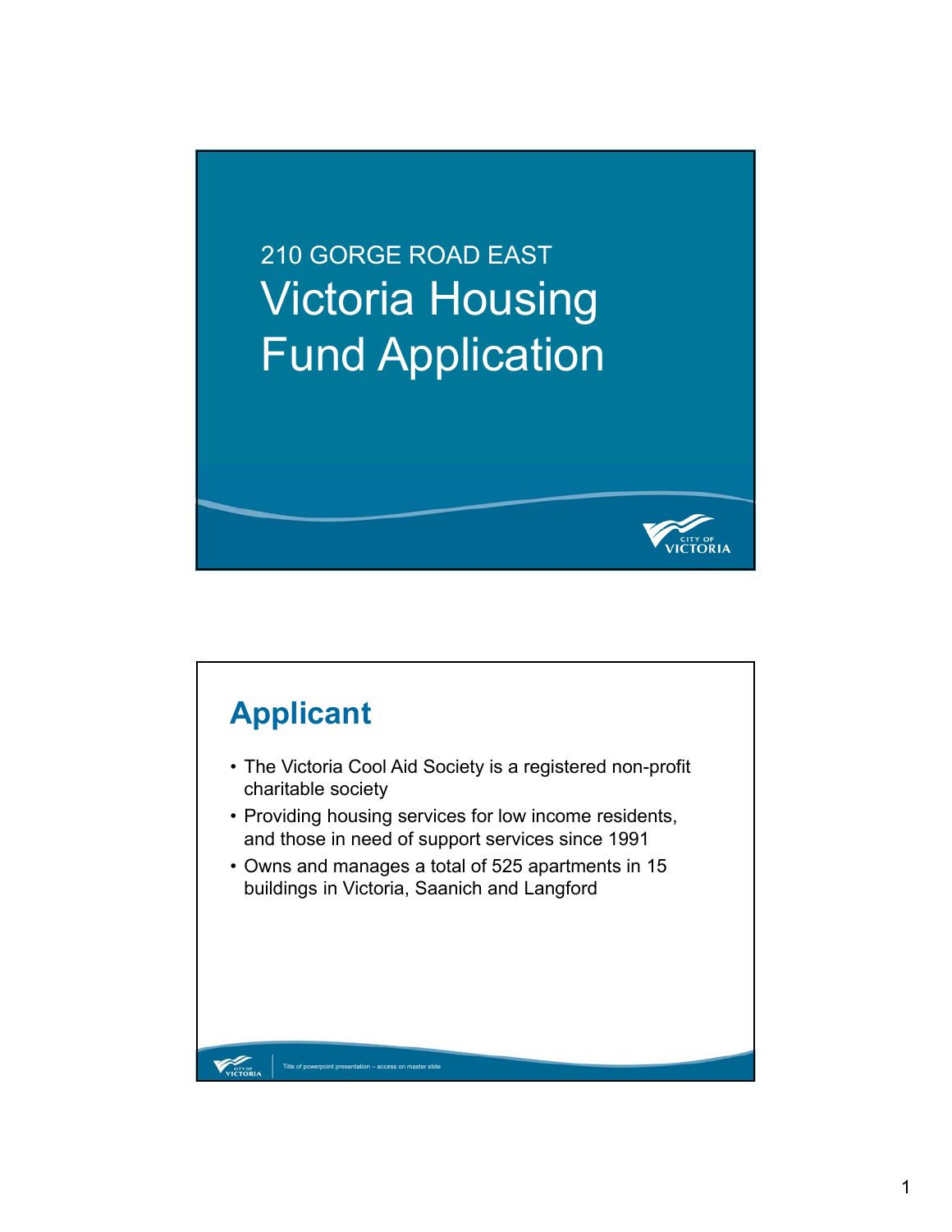210 GORGE ROAD EAST

# Victoria Housing Fund Application

## Applicant

- The Victoria Cool Aid Society is a registered non-profit charitable society
- Providing housing services for low income residents, and those in need of support services since 1991
- Owns and manages a total of 525 apartments in 15 buildings in Victoria, Saanich and Langford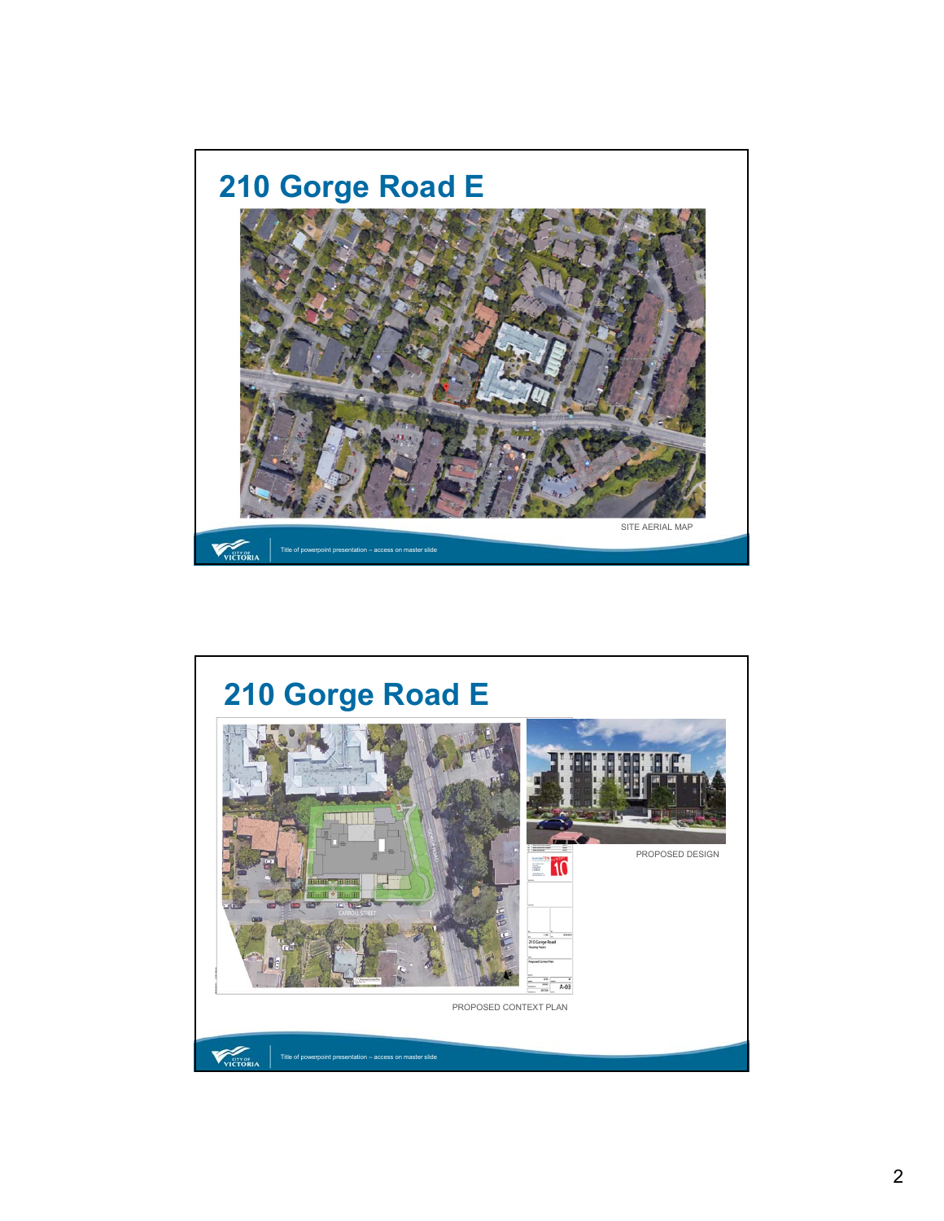# 210 Gorge Road E

SITE AERIAL MAP

Title of powerpoint presentation – access on master slide

# 210 Gorge Road E

PROPOSED DESIGN

PROPOSED CONTEXT PLAN

Title of powerpoint presentation – access on master slide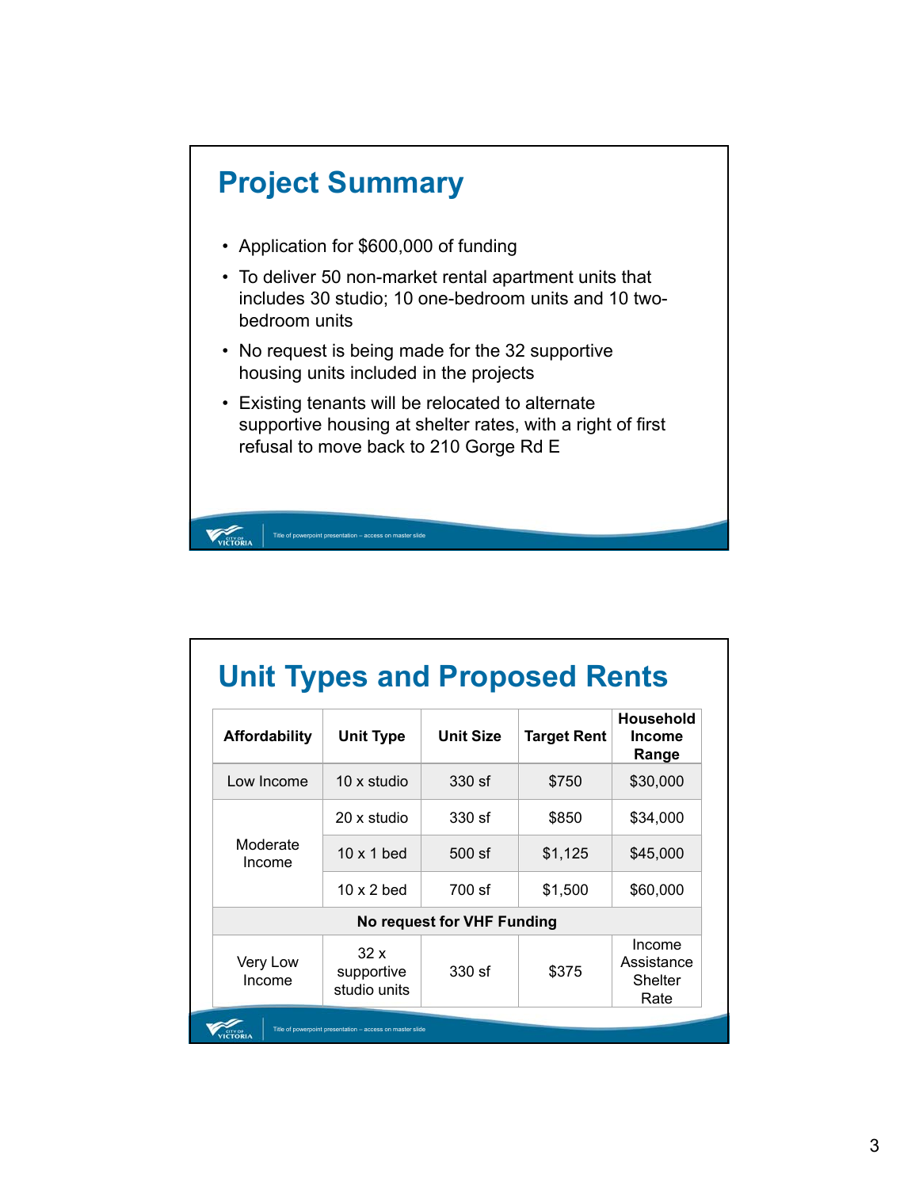## Project Summary

- Application for $600,000 of funding
- To deliver 50 non-market rental apartment units that includes 30 studio; 10 one-bedroom units and 10 two-bedroom units
- No request is being made for the 32 supportive housing units included in the projects
- Existing tenants will be relocated to alternate supportive housing at shelter rates, with a right of first refusal to move back to 210 Gorge Rd E

## Unit Types and Proposed Rents

| Affordability | Unit Type | Unit Size | Target Rent | Household Income Range |
|---|---|---|---|---|
| Low Income | 10 x studio | 330 sf | $750 | $30,000 |
| Moderate Income | 20 x studio | 330 sf | $850 | $34,000 |
| | 10 x 1 bed | 500 sf | $1,125 | $45,000 |
| | 10 x 2 bed | 700 sf | $1,500 | $60,000 |
| **No request for VHF Funding** | | | | |
| Very Low Income | 32 x supportive studio units | 330 sf | $375 | Income Assistance Shelter Rate |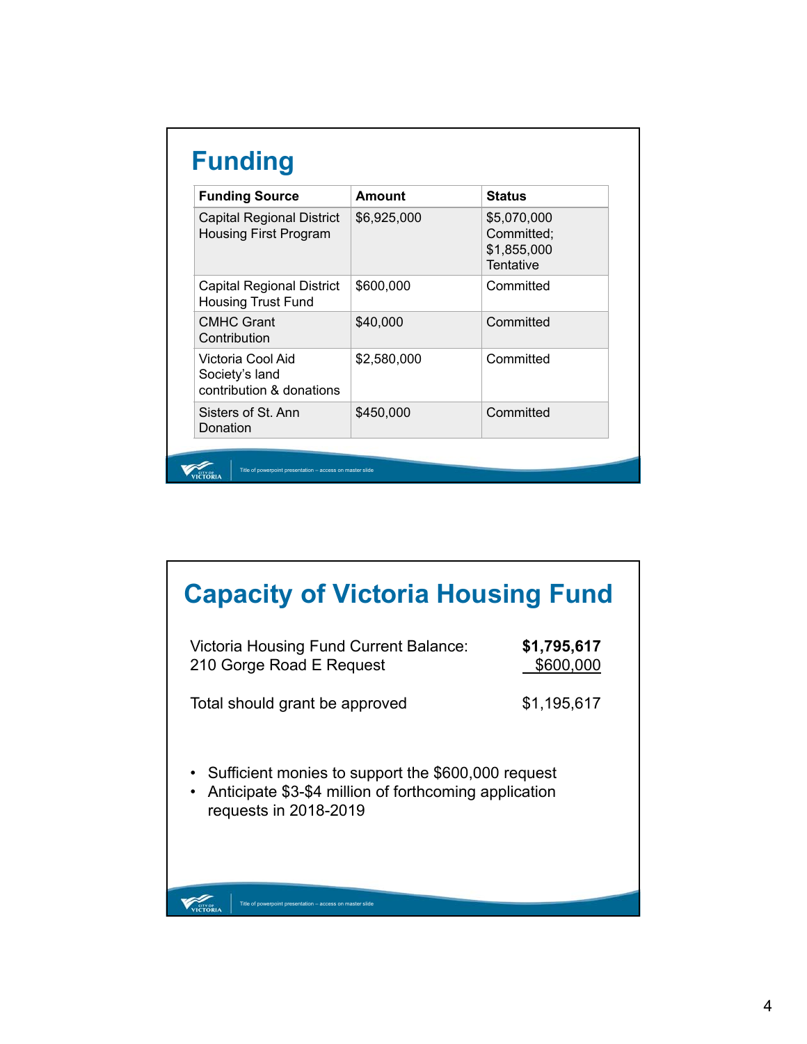# Funding

| Funding Source | Amount | Status |
|---|---|---|
| Capital Regional District Housing First Program | $6,925,000 | $5,070,000 Committed; $1,855,000 Tentative |
| Capital Regional District Housing Trust Fund | $600,000 | Committed |
| CMHC Grant Contribution | $40,000 | Committed |
| Victoria Cool Aid Society's land contribution & donations | $2,580,000 | Committed |
| Sisters of St. Ann Donation | $450,000 | Committed |

# Capacity of Victoria Housing Fund

| | |
|---|---|
| Victoria Housing Fund Current Balance: | **$1,795,617** |
| 210 Gorge Road E Request | $600,000 |
| Total should grant be approved | $1,195,617 |

- Sufficient monies to support the $600,000 request
- Anticipate $3-$4 million of forthcoming application requests in 2018-2019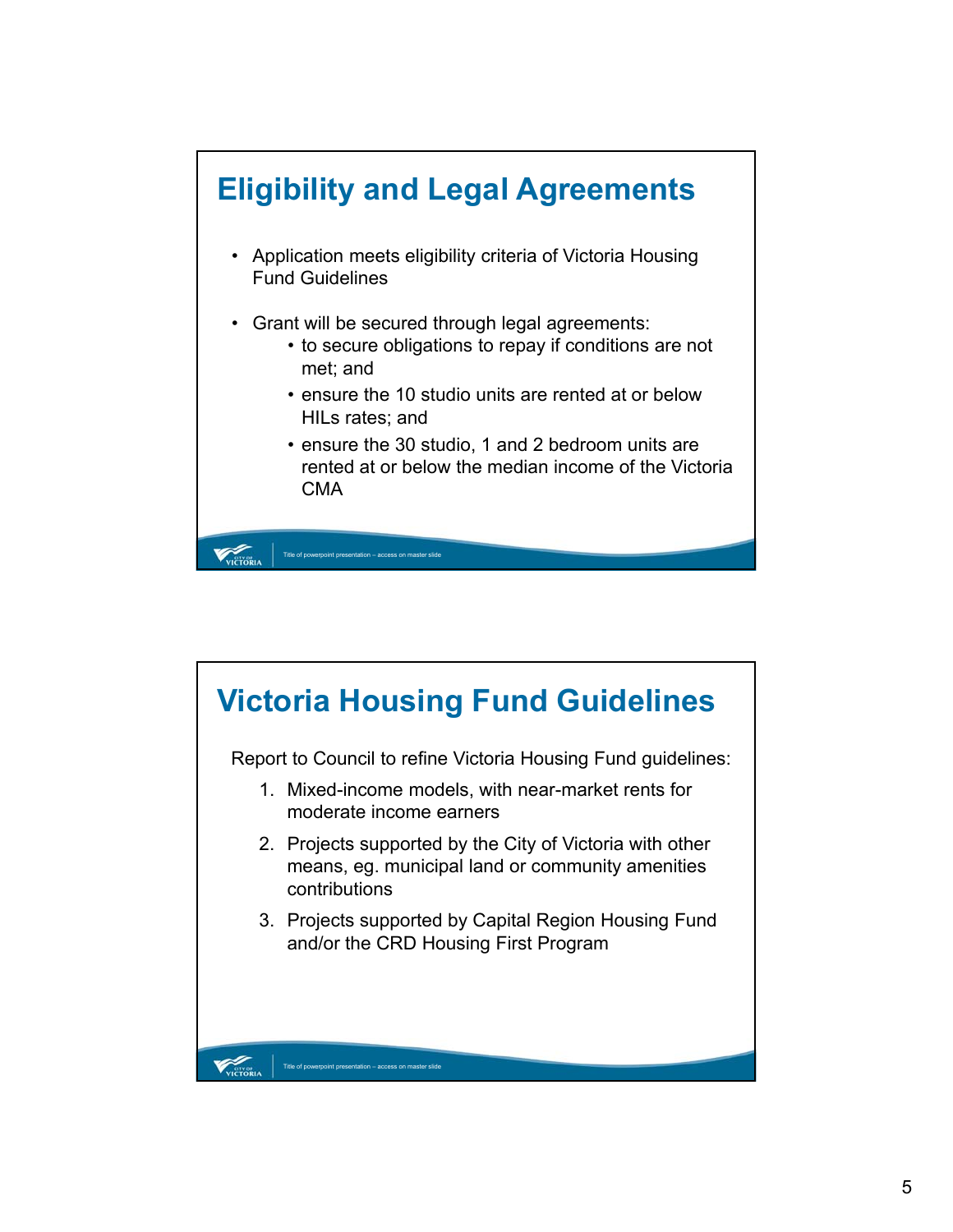## Eligibility and Legal Agreements

- Application meets eligibility criteria of Victoria Housing Fund Guidelines
- Grant will be secured through legal agreements:
  - to secure obligations to repay if conditions are not met; and
  - ensure the 10 studio units are rented at or below HILs rates; and
  - ensure the 30 studio, 1 and 2 bedroom units are rented at or below the median income of the Victoria CMA

## Victoria Housing Fund Guidelines

Report to Council to refine Victoria Housing Fund guidelines:

1. Mixed-income models, with near-market rents for moderate income earners
2. Projects supported by the City of Victoria with other means, eg. municipal land or community amenities contributions
3. Projects supported by Capital Region Housing Fund and/or the CRD Housing First Program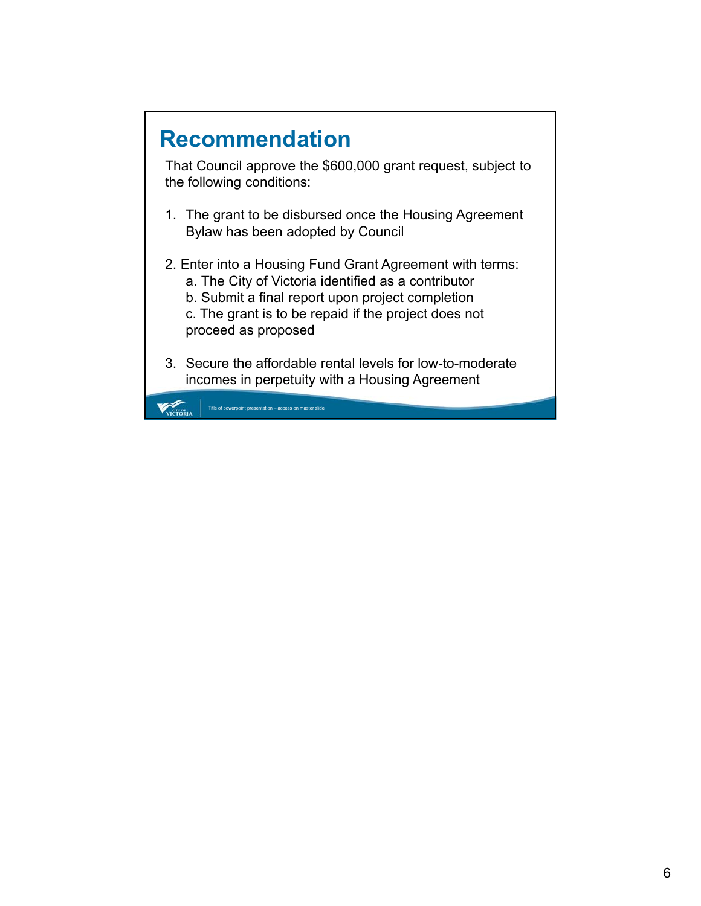# Recommendation

That Council approve the $600,000 grant request, subject to the following conditions:

1. The grant to be disbursed once the Housing Agreement Bylaw has been adopted by Council

2. Enter into a Housing Fund Grant Agreement with terms:
   a. The City of Victoria identified as a contributor
   b. Submit a final report upon project completion
   c. The grant is to be repaid if the project does not proceed as proposed

3. Secure the affordable rental levels for low-to-moderate incomes in perpetuity with a Housing Agreement